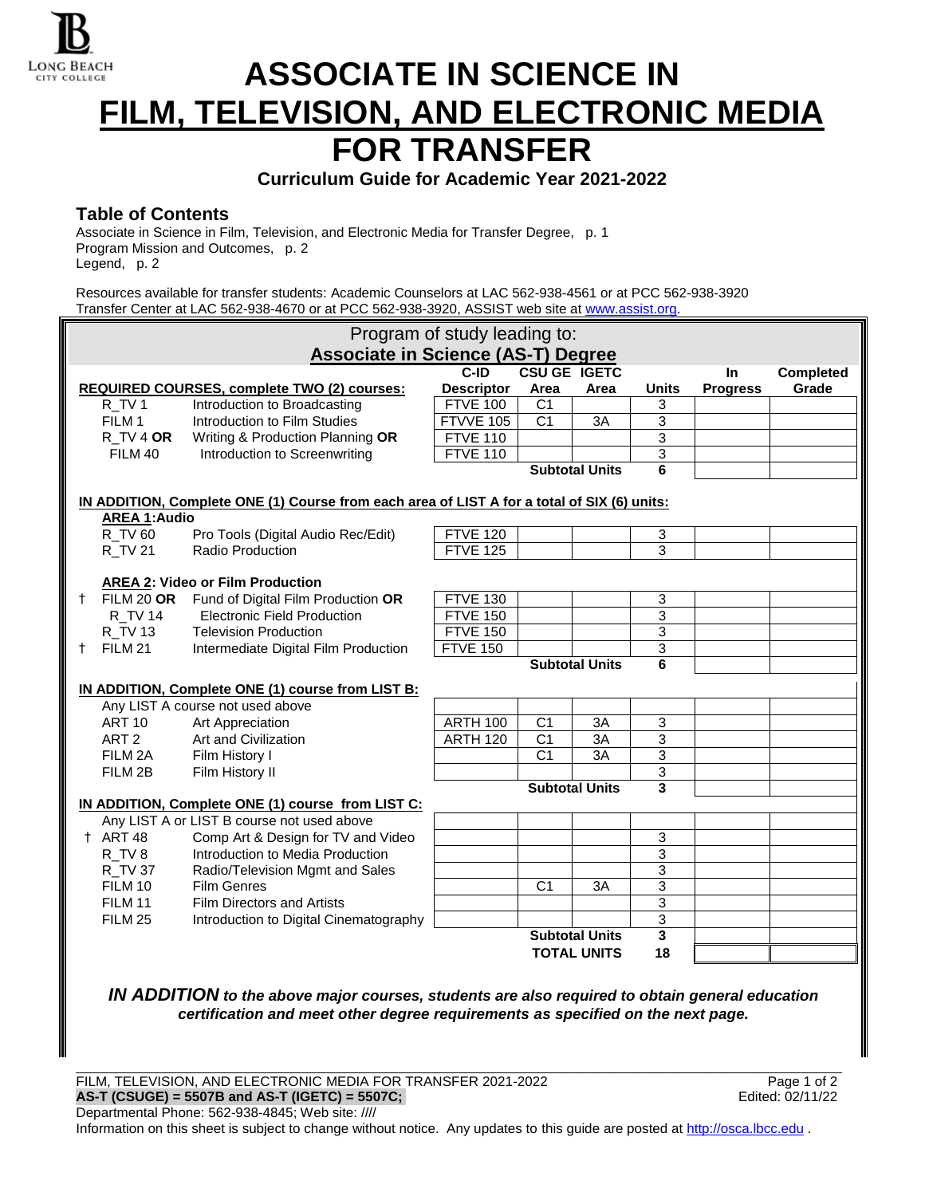# ASSOCIATE IN SCIENCE IN FILM, TELEVISION, AND ELECTRONIC MEDIA FOR TRANSFER

**Curriculum Guide for Academic Year 2021-2022**

## Table of Contents

Associate in Science in Film, Television, and Electronic Media for Transfer Degree, p. 1
Program Mission and Outcomes, p. 2
Legend, p. 2

Resources available for transfer students: Academic Counselors at LAC 562-938-4561 or at PCC 562-938-3920
Transfer Center at LAC 562-938-4670 or at PCC 562-938-3920, ASSIST web site at www.assist.org.

### Program of study leading to: Associate in Science (AS-T) Degree

| | | C-ID Descriptor | CSU GE Area | IGETC Area | Units | In Progress | Completed Grade |
|---|---|---|---|---|---|---|---|
| **REQUIRED COURSES, complete TWO (2) courses:** | | | | | | | |
| R_TV 1 | Introduction to Broadcasting | FTVE 100 | C1 | | 3 | | |
| FILM 1 | Introduction to Film Studies | FTVVE 105 | C1 | 3A | 3 | | |
| R_TV 4 **OR** | Writing & Production Planning **OR** | FTVE 110 | | | 3 | | |
| FILM 40 | Introduction to Screenwriting | FTVE 110 | | | 3 | | |
| | | | **Subtotal Units** | | **6** | | |
| **IN ADDITION, Complete ONE (1) Course from each area of LIST A for a total of SIX (6) units:** | | | | | | | |
| **AREA 1: Audio** | | | | | | | |
| R_TV 60 | Pro Tools (Digital Audio Rec/Edit) | FTVE 120 | | | 3 | | |
| R_TV 21 | Radio Production | FTVE 125 | | | 3 | | |
| **AREA 2: Video or Film Production** | | | | | | | |
| † FILM 20 **OR** | Fund of Digital Film Production **OR** | FTVE 130 | | | 3 | | |
| R_TV 14 | Electronic Field Production | FTVE 150 | | | 3 | | |
| R_TV 13 | Television Production | FTVE 150 | | | 3 | | |
| † FILM 21 | Intermediate Digital Film Production | FTVE 150 | | | 3 | | |
| | | | **Subtotal Units** | | **6** | | |
| **IN ADDITION, Complete ONE (1) course from LIST B:** | | | | | | | |
| Any LIST A course not used above | | | | | | | |
| ART 10 | Art Appreciation | ARTH 100 | C1 | 3A | 3 | | |
| ART 2 | Art and Civilization | ARTH 120 | C1 | 3A | 3 | | |
| FILM 2A | Film History I | | C1 | 3A | 3 | | |
| FILM 2B | Film History II | | | | 3 | | |
| | | | **Subtotal Units** | | **3** | | |
| **IN ADDITION, Complete ONE (1) course from LIST C:** | | | | | | | |
| Any LIST A or LIST B course not used above | | | | | | | |
| † ART 48 | Comp Art & Design for TV and Video | | | | 3 | | |
| R_TV 8 | Introduction to Media Production | | | | 3 | | |
| R_TV 37 | Radio/Television Mgmt and Sales | | | | 3 | | |
| FILM 10 | Film Genres | | C1 | 3A | 3 | | |
| FILM 11 | Film Directors and Artists | | | | 3 | | |
| FILM 25 | Introduction to Digital Cinematography | | | | 3 | | |
| | | | **Subtotal Units** | | **3** | | |
| | | | **TOTAL UNITS** | | **18** | | |

***IN ADDITION** to the above major courses, students are also required to obtain general education certification and meet other degree requirements as specified on the next page.*

FILM, TELEVISION, AND ELECTRONIC MEDIA FOR TRANSFER 2021-2022
**AS-T (CSUGE) = 5507B and AS-T (IGETC) = 5507C;**
Edited: 02/11/22
Departmental Phone: 562-938-4845; Web site: ////
Information on this sheet is subject to change without notice. Any updates to this guide are posted at http://osca.lbcc.edu .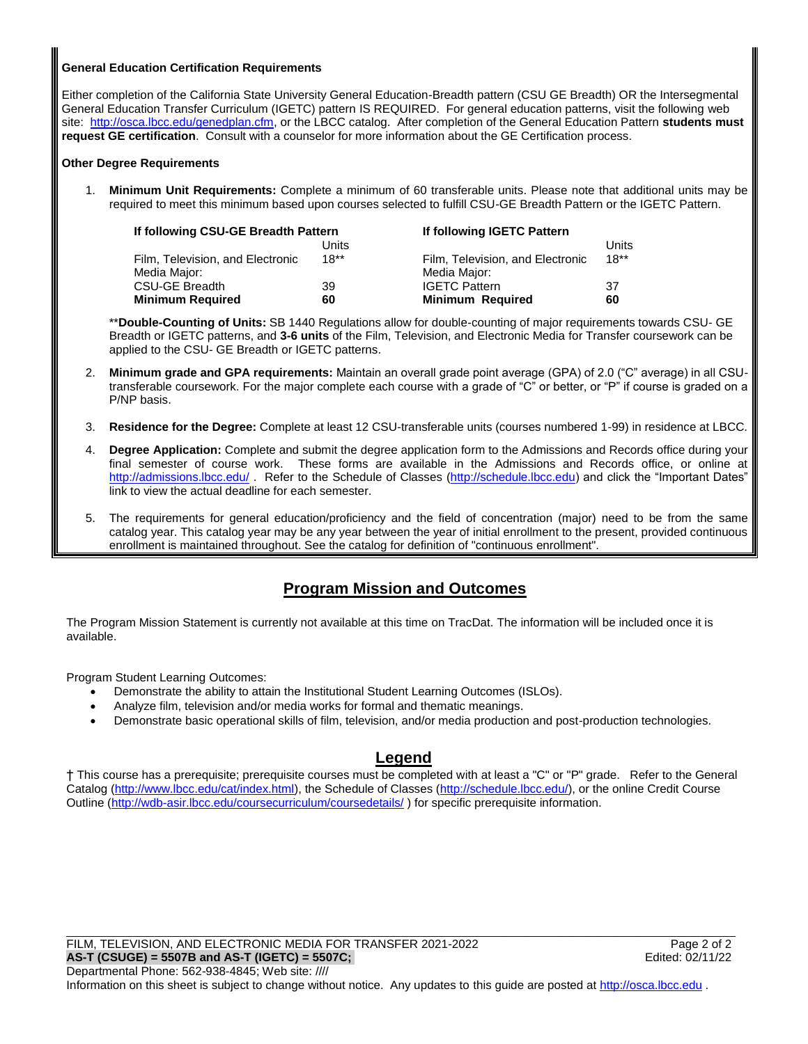**General Education Certification Requirements**

Either completion of the California State University General Education-Breadth pattern (CSU GE Breadth) OR the Intersegmental General Education Transfer Curriculum (IGETC) pattern IS REQUIRED. For general education patterns, visit the following web site: http://osca.lbcc.edu/genedplan.cfm, or the LBCC catalog. After completion of the General Education Pattern **students must request GE certification**. Consult with a counselor for more information about the GE Certification process.

**Other Degree Requirements**

1. **Minimum Unit Requirements:** Complete a minimum of 60 transferable units. Please note that additional units may be required to meet this minimum based upon courses selected to fulfill CSU-GE Breadth Pattern or the IGETC Pattern.

| If following CSU-GE Breadth Pattern | Units | If following IGETC Pattern | Units |
|---|---|---|---|
| Film, Television, and Electronic Media Major: | 18** | Film, Television, and Electronic Media Major: | 18** |
| CSU-GE Breadth | 39 | IGETC Pattern | 37 |
| **Minimum Required** | **60** | **Minimum Required** | **60** |

**\*\*Double-Counting of Units:** SB 1440 Regulations allow for double-counting of major requirements towards CSU- GE Breadth or IGETC patterns, and **3-6 units** of the Film, Television, and Electronic Media for Transfer coursework can be applied to the CSU- GE Breadth or IGETC patterns.

2. **Minimum grade and GPA requirements:** Maintain an overall grade point average (GPA) of 2.0 ("C" average) in all CSU-transferable coursework. For the major complete each course with a grade of "C" or better, or "P" if course is graded on a P/NP basis.

3. **Residence for the Degree:** Complete at least 12 CSU-transferable units (courses numbered 1-99) in residence at LBCC.

4. **Degree Application:** Complete and submit the degree application form to the Admissions and Records office during your final semester of course work. These forms are available in the Admissions and Records office, or online at http://admissions.lbcc.edu/ . Refer to the Schedule of Classes (http://schedule.lbcc.edu) and click the "Important Dates" link to view the actual deadline for each semester.

5. The requirements for general education/proficiency and the field of concentration (major) need to be from the same catalog year. This catalog year may be any year between the year of initial enrollment to the present, provided continuous enrollment is maintained throughout. See the catalog for definition of "continuous enrollment".

## Program Mission and Outcomes

The Program Mission Statement is currently not available at this time on TracDat. The information will be included once it is available.

Program Student Learning Outcomes:

- Demonstrate the ability to attain the Institutional Student Learning Outcomes (ISLOs).
- Analyze film, television and/or media works for formal and thematic meanings.
- Demonstrate basic operational skills of film, television, and/or media production and post-production technologies.

## Legend

† This course has a prerequisite; prerequisite courses must be completed with at least a "C" or "P" grade. Refer to the General Catalog (http://www.lbcc.edu/cat/index.html), the Schedule of Classes (http://schedule.lbcc.edu/), or the online Credit Course Outline (http://wdb-asir.lbcc.edu/coursecurriculum/coursedetails/ ) for specific prerequisite information.

FILM, TELEVISION, AND ELECTRONIC MEDIA FOR TRANSFER 2021-2022
**AS-T (CSUGE) = 5507B and AS-T (IGETC) = 5507C;**
Edited: 02/11/22
Departmental Phone: 562-938-4845; Web site: ////
Information on this sheet is subject to change without notice. Any updates to this guide are posted at http://osca.lbcc.edu .